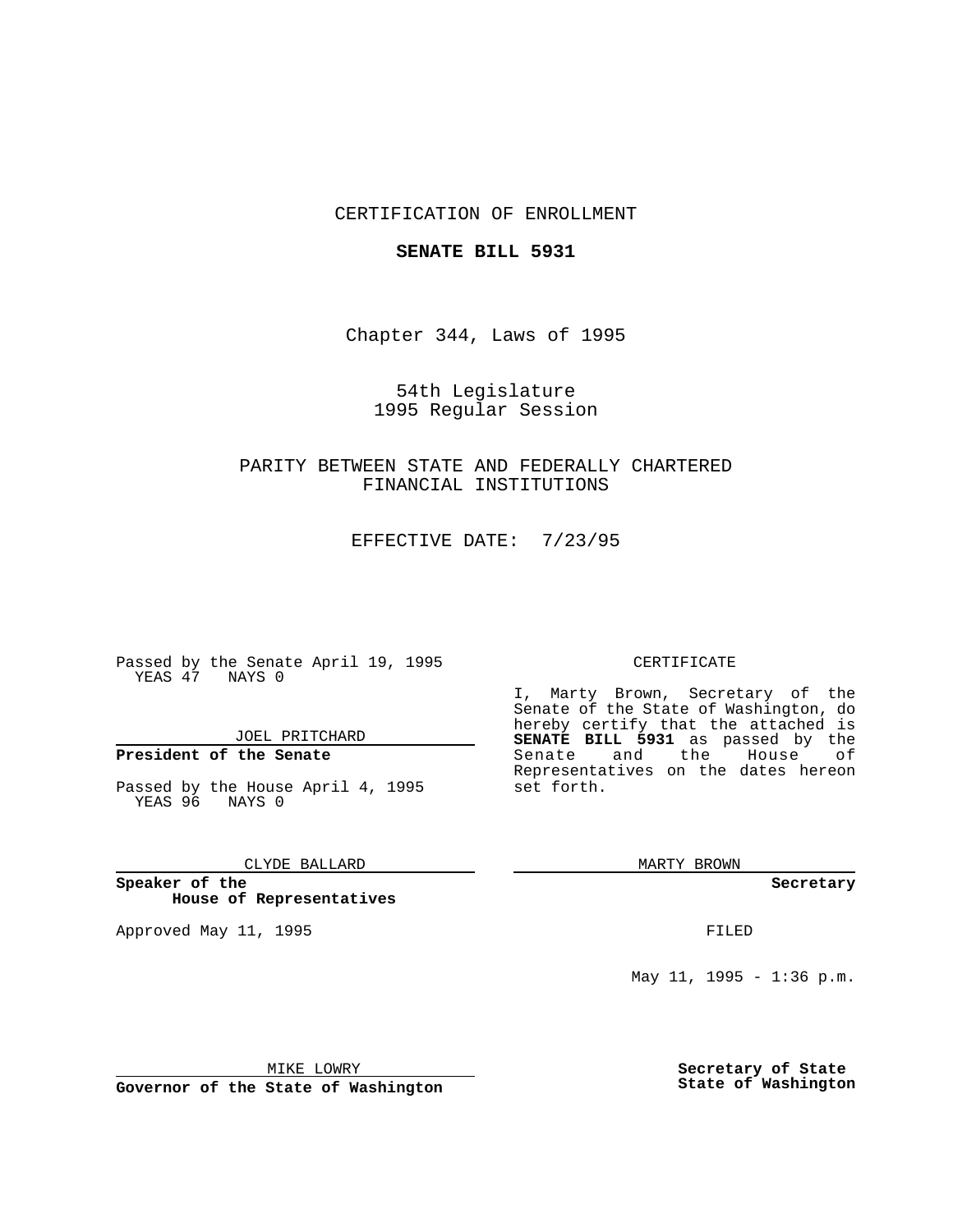CERTIFICATION OF ENROLLMENT

**SENATE BILL 5931**

Chapter 344, Laws of 1995

54th Legislature
1995 Regular Session

PARITY BETWEEN STATE AND FEDERALLY CHARTERED FINANCIAL INSTITUTIONS

EFFECTIVE DATE: 7/23/95

Passed by the Senate April 19, 1995
YEAS 47 NAYS 0

JOEL PRITCHARD

**President of the Senate**

Passed by the House April 4, 1995
YEAS 96 NAYS 0

CLYDE BALLARD

**Speaker of the House of Representatives**

Approved May 11, 1995

MIKE LOWRY

**Governor of the State of Washington**

CERTIFICATE

I, Marty Brown, Secretary of the Senate of the State of Washington, do hereby certify that the attached is **SENATE BILL 5931** as passed by the Senate and the House of Representatives on the dates hereon set forth.

MARTY BROWN

**Secretary**

FILED

May 11, 1995 - 1:36 p.m.

**Secretary of State**
**State of Washington**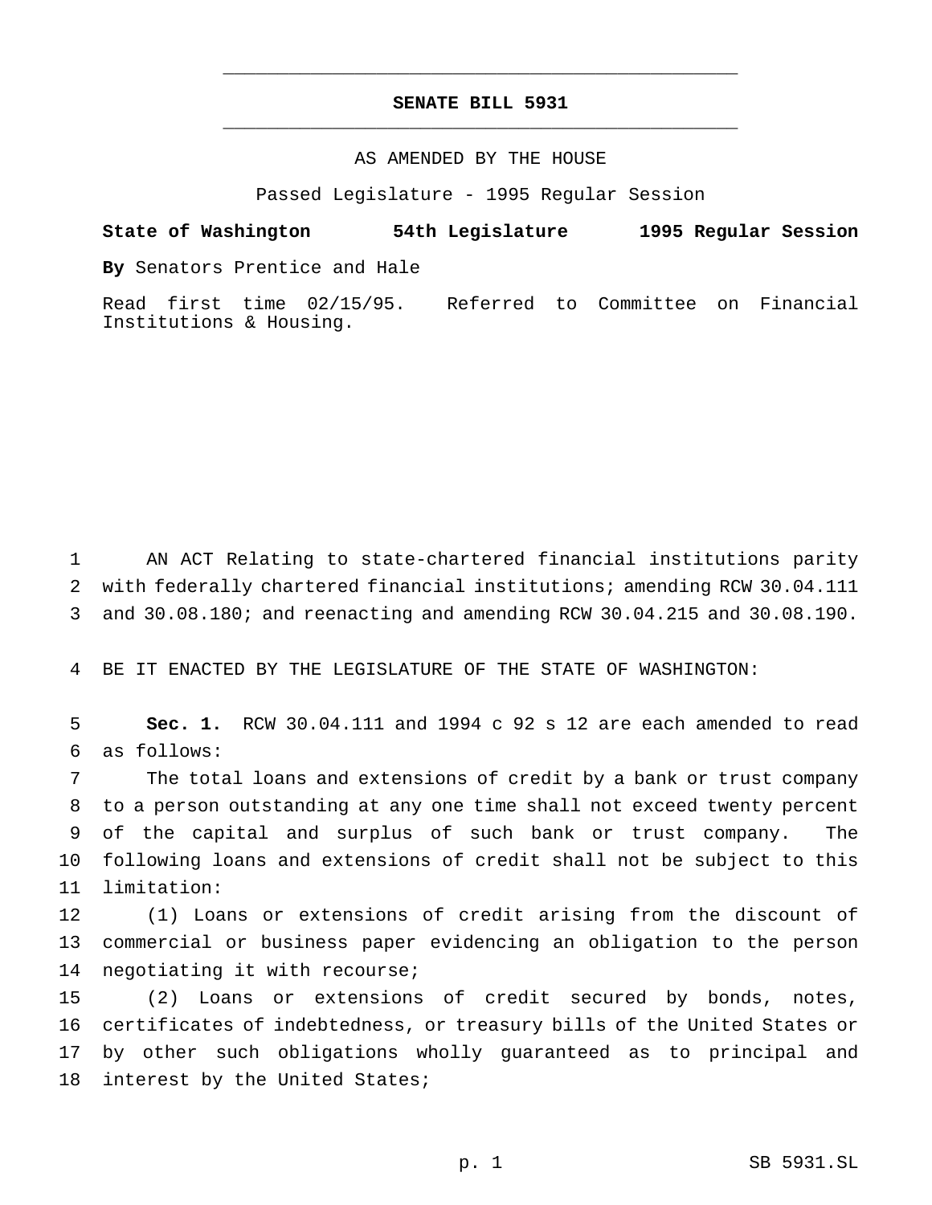# SENATE BILL 5931

AS AMENDED BY THE HOUSE

Passed Legislature - 1995 Regular Session

**State of Washington 54th Legislature 1995 Regular Session**

**By** Senators Prentice and Hale

Read first time 02/15/95. Referred to Committee on Financial Institutions & Housing.

AN ACT Relating to state-chartered financial institutions parity with federally chartered financial institutions; amending RCW 30.04.111 and 30.08.180; and reenacting and amending RCW 30.04.215 and 30.08.190.

BE IT ENACTED BY THE LEGISLATURE OF THE STATE OF WASHINGTON:

**Sec. 1.** RCW 30.04.111 and 1994 c 92 s 12 are each amended to read as follows:

The total loans and extensions of credit by a bank or trust company to a person outstanding at any one time shall not exceed twenty percent of the capital and surplus of such bank or trust company. The following loans and extensions of credit shall not be subject to this limitation:

(1) Loans or extensions of credit arising from the discount of commercial or business paper evidencing an obligation to the person negotiating it with recourse;

(2) Loans or extensions of credit secured by bonds, notes, certificates of indebtedness, or treasury bills of the United States or by other such obligations wholly guaranteed as to principal and interest by the United States;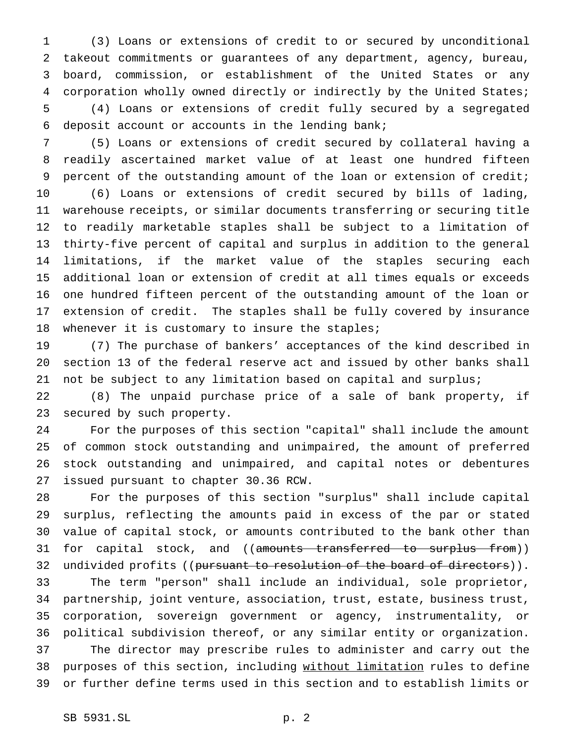(3) Loans or extensions of credit to or secured by unconditional takeout commitments or guarantees of any department, agency, bureau, board, commission, or establishment of the United States or any corporation wholly owned directly or indirectly by the United States;

(4) Loans or extensions of credit fully secured by a segregated deposit account or accounts in the lending bank;

(5) Loans or extensions of credit secured by collateral having a readily ascertained market value of at least one hundred fifteen percent of the outstanding amount of the loan or extension of credit;

(6) Loans or extensions of credit secured by bills of lading, warehouse receipts, or similar documents transferring or securing title to readily marketable staples shall be subject to a limitation of thirty-five percent of capital and surplus in addition to the general limitations, if the market value of the staples securing each additional loan or extension of credit at all times equals or exceeds one hundred fifteen percent of the outstanding amount of the loan or extension of credit. The staples shall be fully covered by insurance whenever it is customary to insure the staples;

(7) The purchase of bankers' acceptances of the kind described in section 13 of the federal reserve act and issued by other banks shall not be subject to any limitation based on capital and surplus;

(8) The unpaid purchase price of a sale of bank property, if secured by such property.

For the purposes of this section "capital" shall include the amount of common stock outstanding and unimpaired, the amount of preferred stock outstanding and unimpaired, and capital notes or debentures issued pursuant to chapter 30.36 RCW.

For the purposes of this section "surplus" shall include capital surplus, reflecting the amounts paid in excess of the par or stated value of capital stock, or amounts contributed to the bank other than for capital stock, and ((~~amounts transferred to surplus from~~)) undivided profits ((~~pursuant to resolution of the board of directors~~)).

The term "person" shall include an individual, sole proprietor, partnership, joint venture, association, trust, estate, business trust, corporation, sovereign government or agency, instrumentality, or political subdivision thereof, or any similar entity or organization.

The director may prescribe rules to administer and carry out the purposes of this section, including <u>without limitation</u> rules to define or further define terms used in this section and to establish limits or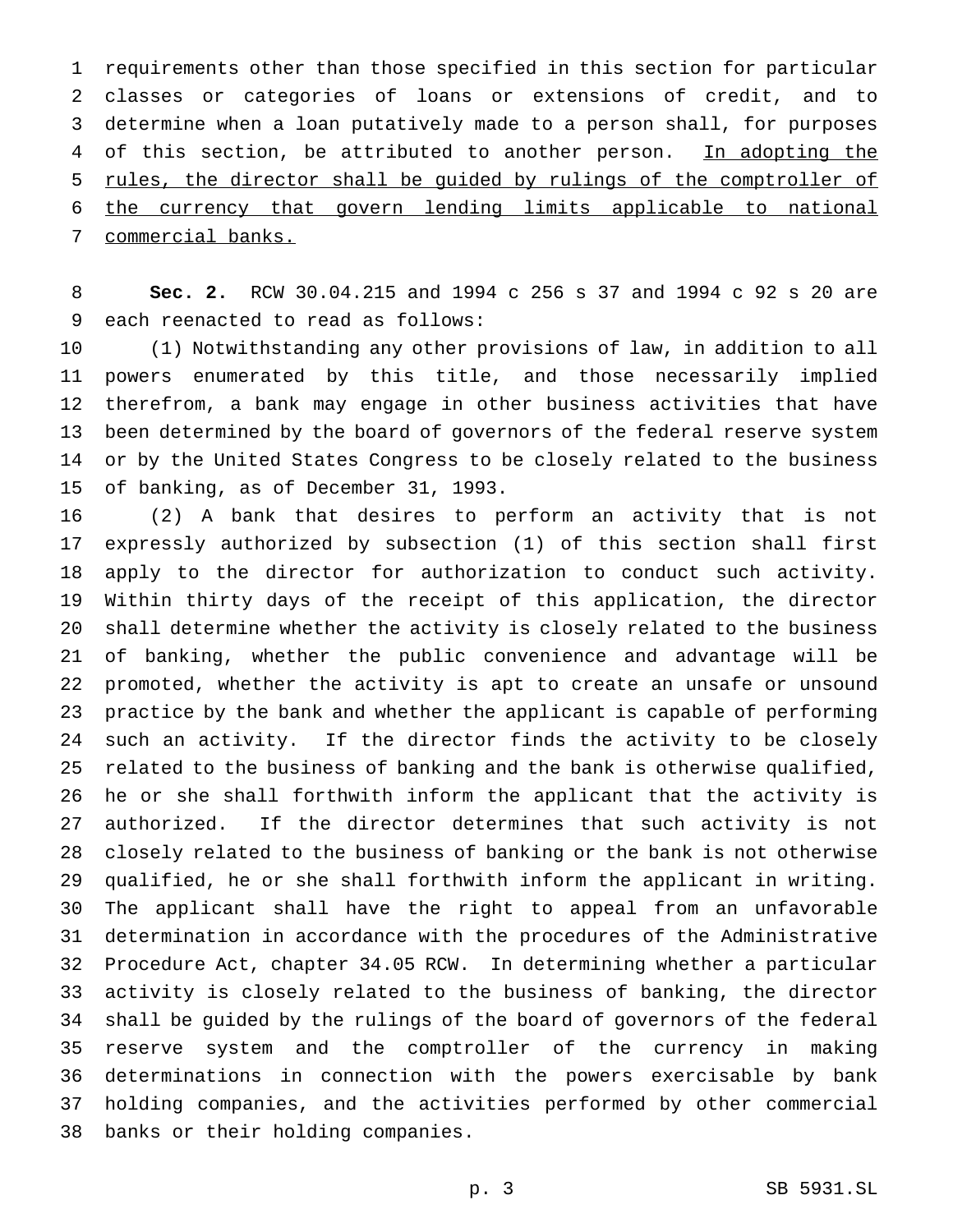requirements other than those specified in this section for particular classes or categories of loans or extensions of credit, and to determine when a loan putatively made to a person shall, for purposes of this section, be attributed to another person. <u>In adopting the rules, the director shall be guided by rulings of the comptroller of the currency that govern lending limits applicable to national commercial banks.</u>

**Sec. 2.** RCW 30.04.215 and 1994 c 256 s 37 and 1994 c 92 s 20 are each reenacted to read as follows:

(1) Notwithstanding any other provisions of law, in addition to all powers enumerated by this title, and those necessarily implied therefrom, a bank may engage in other business activities that have been determined by the board of governors of the federal reserve system or by the United States Congress to be closely related to the business of banking, as of December 31, 1993.

(2) A bank that desires to perform an activity that is not expressly authorized by subsection (1) of this section shall first apply to the director for authorization to conduct such activity. Within thirty days of the receipt of this application, the director shall determine whether the activity is closely related to the business of banking, whether the public convenience and advantage will be promoted, whether the activity is apt to create an unsafe or unsound practice by the bank and whether the applicant is capable of performing such an activity. If the director finds the activity to be closely related to the business of banking and the bank is otherwise qualified, he or she shall forthwith inform the applicant that the activity is authorized. If the director determines that such activity is not closely related to the business of banking or the bank is not otherwise qualified, he or she shall forthwith inform the applicant in writing. The applicant shall have the right to appeal from an unfavorable determination in accordance with the procedures of the Administrative Procedure Act, chapter 34.05 RCW. In determining whether a particular activity is closely related to the business of banking, the director shall be guided by the rulings of the board of governors of the federal reserve system and the comptroller of the currency in making determinations in connection with the powers exercisable by bank holding companies, and the activities performed by other commercial banks or their holding companies.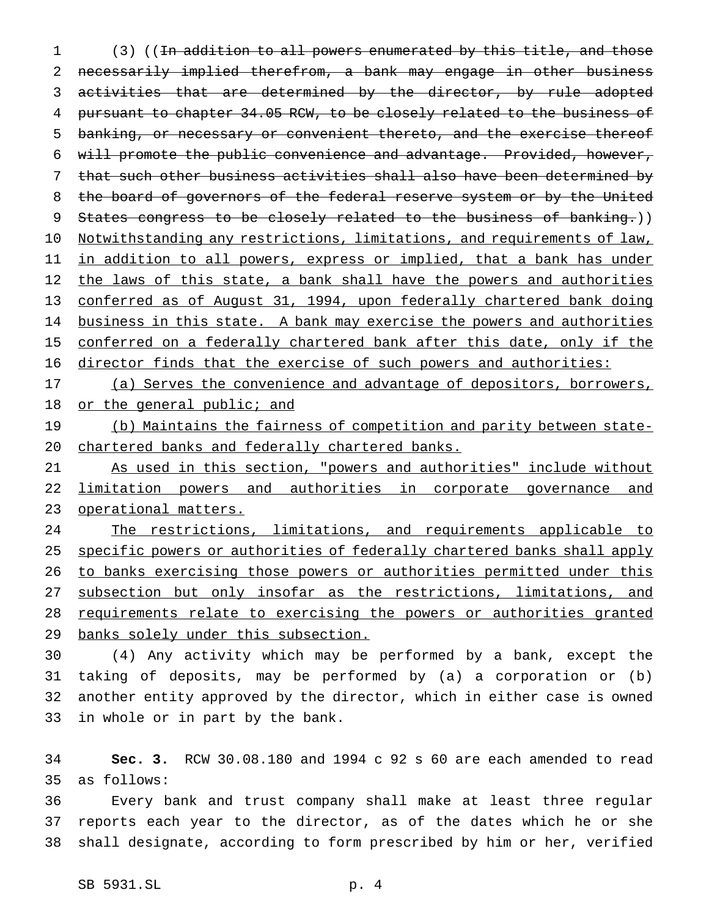(3) ((~~In addition to all powers enumerated by this title, and those necessarily implied therefrom, a bank may engage in other business activities that are determined by the director, by rule adopted pursuant to chapter 34.05 RCW, to be closely related to the business of banking, or necessary or convenient thereto, and the exercise thereof will promote the public convenience and advantage. Provided, however, that such other business activities shall also have been determined by the board of governors of the federal reserve system or by the United States congress to be closely related to the business of banking.~~)) <u>Notwithstanding any restrictions, limitations, and requirements of law, in addition to all powers, express or implied, that a bank has under the laws of this state, a bank shall have the powers and authorities conferred as of August 31, 1994, upon federally chartered bank doing business in this state. A bank may exercise the powers and authorities conferred on a federally chartered bank after this date, only if the director finds that the exercise of such powers and authorities:</u>

<u>(a) Serves the convenience and advantage of depositors, borrowers, or the general public; and</u>

<u>(b) Maintains the fairness of competition and parity between state-chartered banks and federally chartered banks.</u>

<u>As used in this section, "powers and authorities" include without limitation powers and authorities in corporate governance and operational matters.</u>

<u>The restrictions, limitations, and requirements applicable to specific powers or authorities of federally chartered banks shall apply to banks exercising those powers or authorities permitted under this subsection but only insofar as the restrictions, limitations, and requirements relate to exercising the powers or authorities granted banks solely under this subsection.</u>

(4) Any activity which may be performed by a bank, except the taking of deposits, may be performed by (a) a corporation or (b) another entity approved by the director, which in either case is owned in whole or in part by the bank.

**Sec. 3.** RCW 30.08.180 and 1994 c 92 s 60 are each amended to read as follows:

Every bank and trust company shall make at least three regular reports each year to the director, as of the dates which he or she shall designate, according to form prescribed by him or her, verified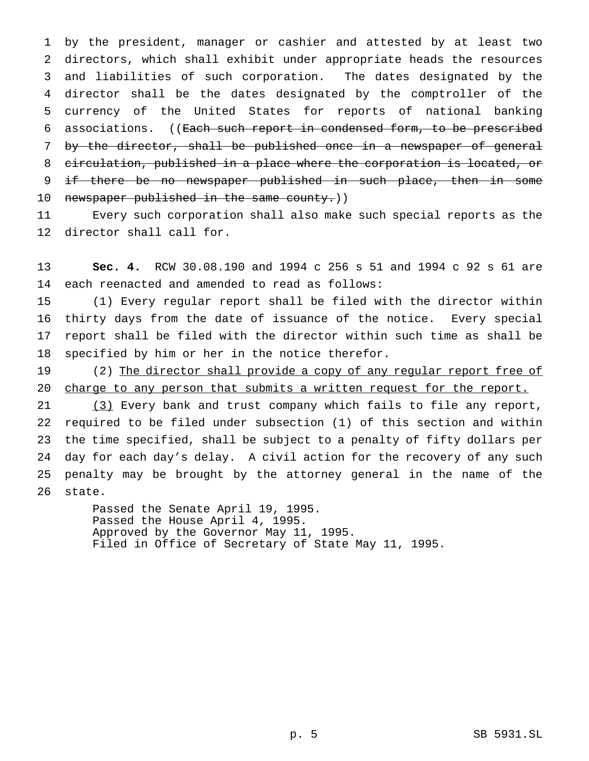by the president, manager or cashier and attested by at least two directors, which shall exhibit under appropriate heads the resources and liabilities of such corporation. The dates designated by the director shall be the dates designated by the comptroller of the currency of the United States for reports of national banking associations. ((~~Each such report in condensed form, to be prescribed by the director, shall be published once in a newspaper of general circulation, published in a place where the corporation is located, or if there be no newspaper published in such place, then in some newspaper published in the same county.~~))

Every such corporation shall also make such special reports as the director shall call for.

**Sec. 4.** RCW 30.08.190 and 1994 c 256 s 51 and 1994 c 92 s 61 are each reenacted and amended to read as follows:

(1) Every regular report shall be filed with the director within thirty days from the date of issuance of the notice. Every special report shall be filed with the director within such time as shall be specified by him or her in the notice therefor.

(2) <u>The director shall provide a copy of any regular report free of charge to any person that submits a written request for the report.</u>

<u>(3)</u> Every bank and trust company which fails to file any report, required to be filed under subsection (1) of this section and within the time specified, shall be subject to a penalty of fifty dollars per day for each day's delay. A civil action for the recovery of any such penalty may be brought by the attorney general in the name of the state.

Passed the Senate April 19, 1995.
Passed the House April 4, 1995.
Approved by the Governor May 11, 1995.
Filed in Office of Secretary of State May 11, 1995.